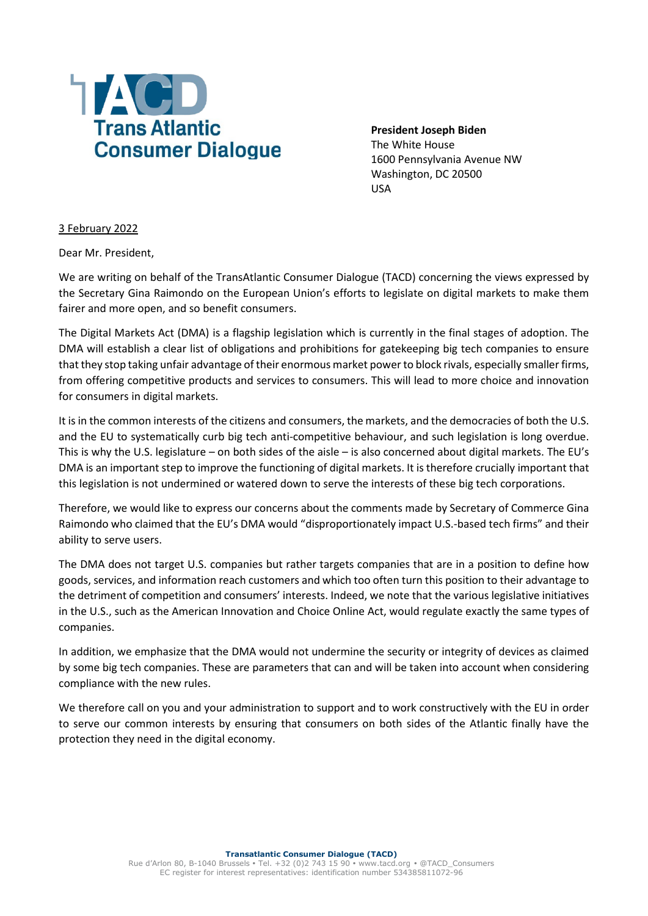TACD
Trans Atlantic Consumer Dialogue

**President Joseph Biden**
The White House
1600 Pennsylvania Avenue NW
Washington, DC 20500
USA

3 February 2022

Dear Mr. President,

We are writing on behalf of the TransAtlantic Consumer Dialogue (TACD) concerning the views expressed by the Secretary Gina Raimondo on the European Union's efforts to legislate on digital markets to make them fairer and more open, and so benefit consumers.

The Digital Markets Act (DMA) is a flagship legislation which is currently in the final stages of adoption. The DMA will establish a clear list of obligations and prohibitions for gatekeeping big tech companies to ensure that they stop taking unfair advantage of their enormous market power to block rivals, especially smaller firms, from offering competitive products and services to consumers. This will lead to more choice and innovation for consumers in digital markets.

It is in the common interests of the citizens and consumers, the markets, and the democracies of both the U.S. and the EU to systematically curb big tech anti-competitive behaviour, and such legislation is long overdue. This is why the U.S. legislature – on both sides of the aisle – is also concerned about digital markets. The EU's DMA is an important step to improve the functioning of digital markets. It is therefore crucially important that this legislation is not undermined or watered down to serve the interests of these big tech corporations.

Therefore, we would like to express our concerns about the comments made by Secretary of Commerce Gina Raimondo who claimed that the EU's DMA would "disproportionately impact U.S.-based tech firms" and their ability to serve users.

The DMA does not target U.S. companies but rather targets companies that are in a position to define how goods, services, and information reach customers and which too often turn this position to their advantage to the detriment of competition and consumers' interests. Indeed, we note that the various legislative initiatives in the U.S., such as the American Innovation and Choice Online Act, would regulate exactly the same types of companies.

In addition, we emphasize that the DMA would not undermine the security or integrity of devices as claimed by some big tech companies. These are parameters that can and will be taken into account when considering compliance with the new rules.

We therefore call on you and your administration to support and to work constructively with the EU in order to serve our common interests by ensuring that consumers on both sides of the Atlantic finally have the protection they need in the digital economy.

**Transatlantic Consumer Dialogue (TACD)**
Rue d'Arlon 80, B-1040 Brussels • Tel. +32 (0)2 743 15 90 • www.tacd.org • @TACD_Consumers
EC register for interest representatives: identification number 534385811072-96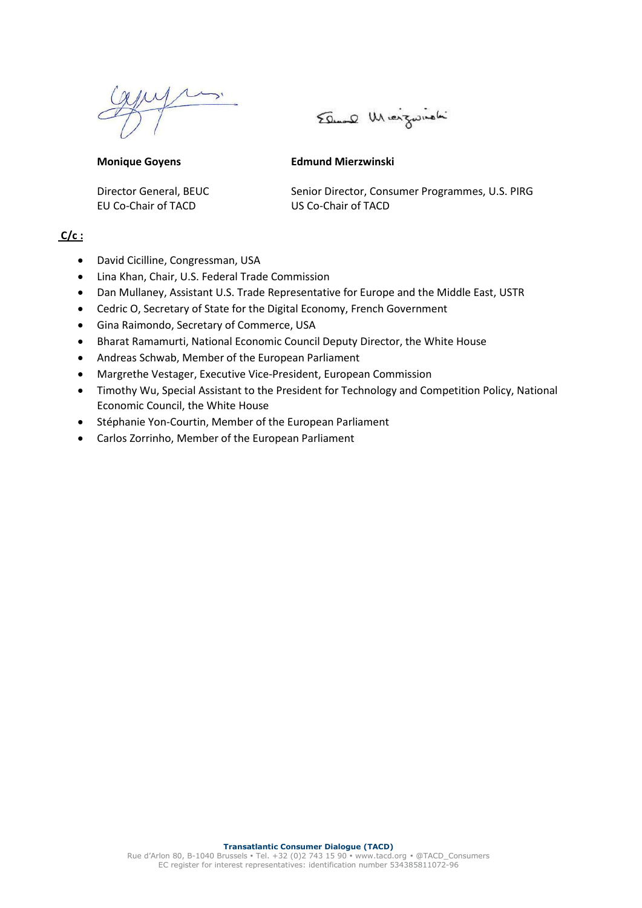**Monique Goyens**

Director General, BEUC
EU Co-Chair of TACD

**Edmund Mierzwinski**

Senior Director, Consumer Programmes, U.S. PIRG
US Co-Chair of TACD

**C/c :**

- David Cicilline, Congressman, USA
- Lina Khan, Chair, U.S. Federal Trade Commission
- Dan Mullaney, Assistant U.S. Trade Representative for Europe and the Middle East, USTR
- Cedric O, Secretary of State for the Digital Economy, French Government
- Gina Raimondo, Secretary of Commerce, USA
- Bharat Ramamurti, National Economic Council Deputy Director, the White House
- Andreas Schwab, Member of the European Parliament
- Margrethe Vestager, Executive Vice-President, European Commission
- Timothy Wu, Special Assistant to the President for Technology and Competition Policy, National Economic Council, the White House
- Stéphanie Yon-Courtin, Member of the European Parliament
- Carlos Zorrinho, Member of the European Parliament

**Transatlantic Consumer Dialogue (TACD)**
Rue d'Arlon 80, B-1040 Brussels • Tel. +32 (0)2 743 15 90 • www.tacd.org • @TACD_Consumers
EC register for interest representatives: identification number 534385811072-96